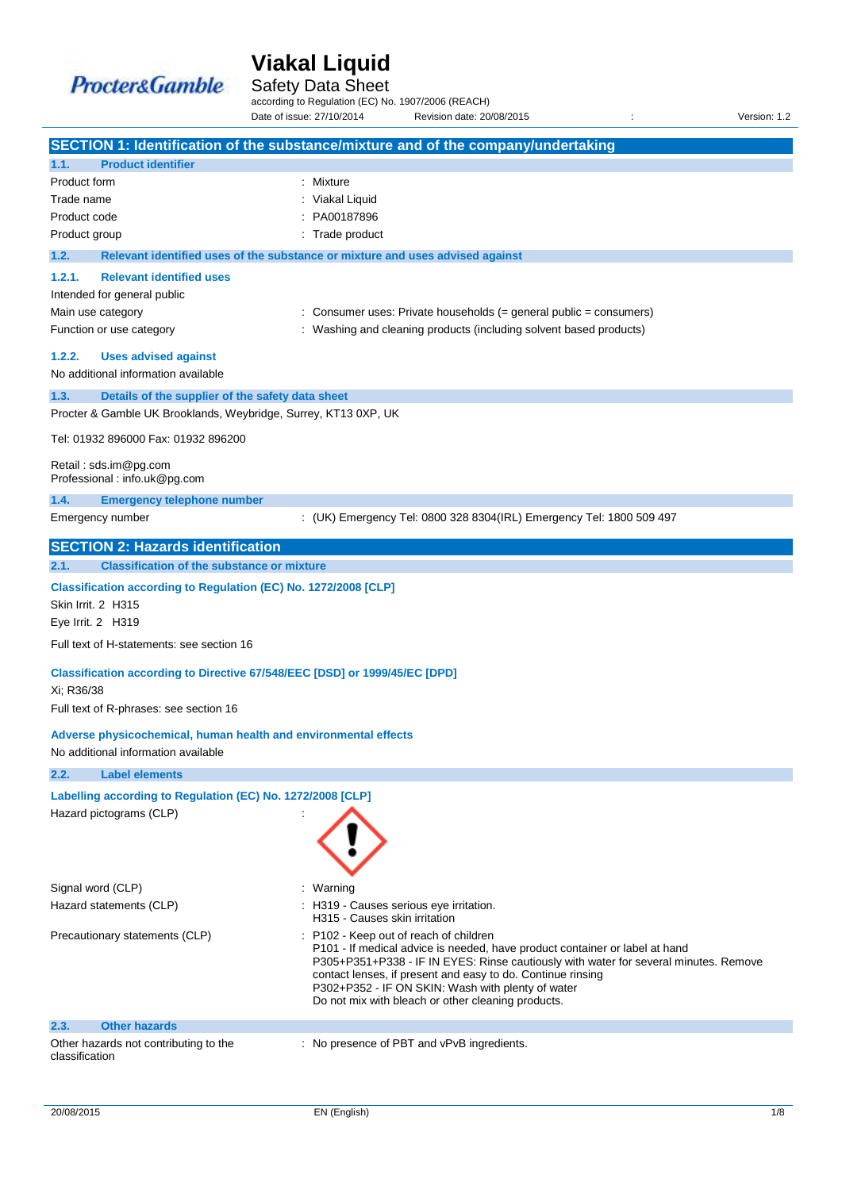# Viakal Liquid

Safety Data Sheet

according to Regulation (EC) No. 1907/2006 (REACH)

Date of issue: 27/10/2014 Revision date: 20/08/2015 : Version: 1.2

## SECTION 1: Identification of the substance/mixture and of the company/undertaking

### 1.1. Product identifier

| | |
|---|---|
| Product form | : Mixture |
| Trade name | : Viakal Liquid |
| Product code | : PA00187896 |
| Product group | : Trade product |

### 1.2. Relevant identified uses of the substance or mixture and uses advised against

#### 1.2.1. Relevant identified uses

Intended for general public

| | |
|---|---|
| Main use category | : Consumer uses: Private households (= general public = consumers) |
| Function or use category | : Washing and cleaning products (including solvent based products) |

#### 1.2.2. Uses advised against

No additional information available

### 1.3. Details of the supplier of the safety data sheet

Procter & Gamble UK Brooklands, Weybridge, Surrey, KT13 0XP, UK

Tel: 01932 896000 Fax: 01932 896200

Retail : sds.im@pg.com
Professional : info.uk@pg.com

### 1.4. Emergency telephone number

| | |
|---|---|
| Emergency number | : (UK) Emergency Tel: 0800 328 8304(IRL) Emergency Tel: 1800 509 497 |

## SECTION 2: Hazards identification

### 2.1. Classification of the substance or mixture

**Classification according to Regulation (EC) No. 1272/2008 [CLP]**

Skin Irrit. 2 H315

Eye Irrit. 2 H319

Full text of H-statements: see section 16

**Classification according to Directive 67/548/EEC [DSD] or 1999/45/EC [DPD]**

Xi; R36/38

Full text of R-phrases: see section 16

**Adverse physicochemical, human health and environmental effects**

No additional information available

### 2.2. Label elements

**Labelling according to Regulation (EC) No. 1272/2008 [CLP]**

Hazard pictograms (CLP) :

Signal word (CLP) : Warning

Hazard statements (CLP) : H319 - Causes serious eye irritation.
H315 - Causes skin irritation

Precautionary statements (CLP) : P102 - Keep out of reach of children
P101 - If medical advice is needed, have product container or label at hand
P305+P351+P338 - IF IN EYES: Rinse cautiously with water for several minutes. Remove contact lenses, if present and easy to do. Continue rinsing
P302+P352 - IF ON SKIN: Wash with plenty of water
Do not mix with bleach or other cleaning products.

### 2.3. Other hazards

| | |
|---|---|
| Other hazards not contributing to the classification | : No presence of PBT and vPvB ingredients. |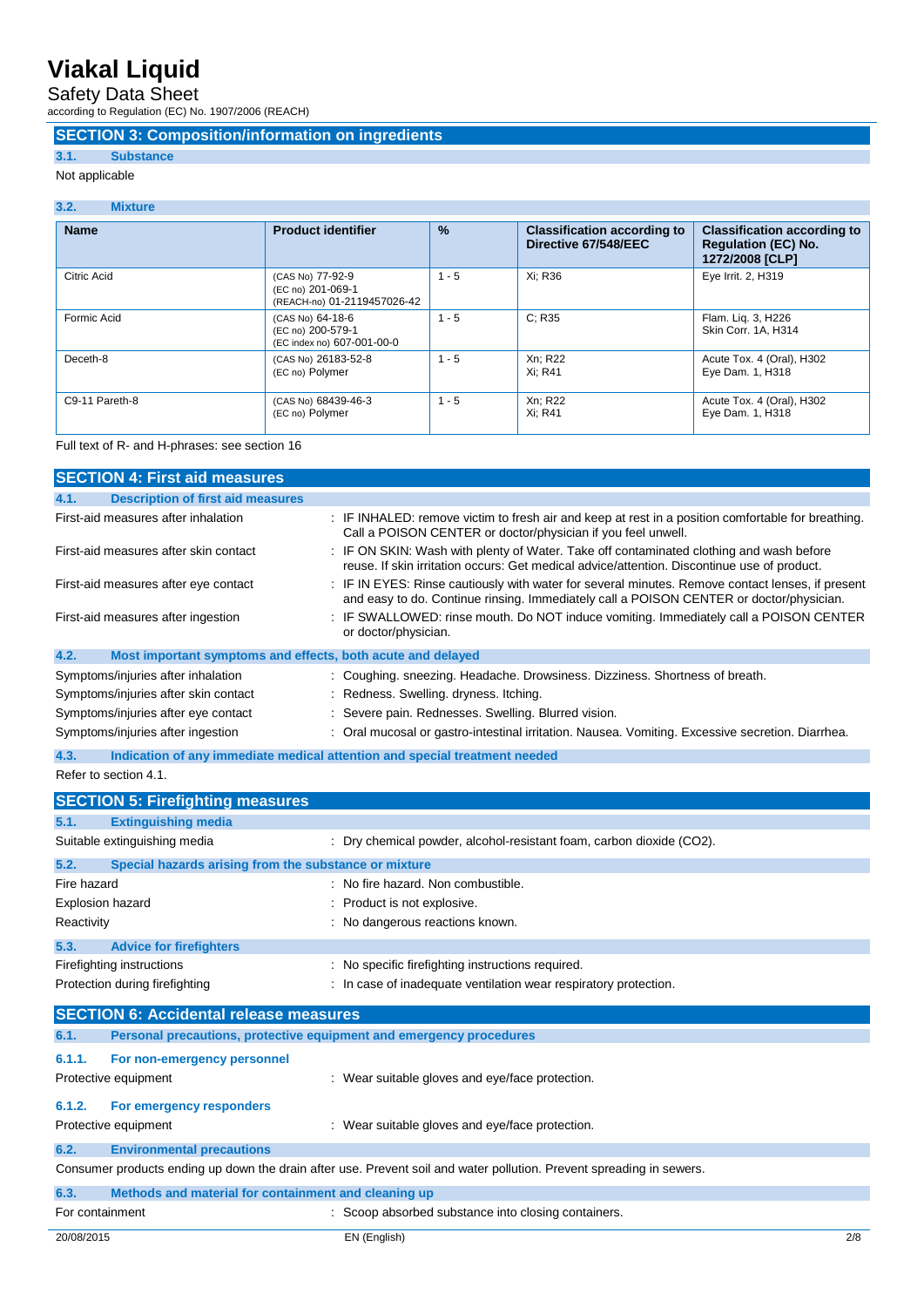## SECTION 3: Composition/information on ingredients

### 3.1. Substance

Not applicable

### 3.2. Mixture

| Name | Product identifier | % | Classification according to Directive 67/548/EEC | Classification according to Regulation (EC) No. 1272/2008 [CLP] |
|---|---|---|---|---|
| Citric Acid | (CAS No) 77-92-9<br>(EC no) 201-069-1<br>(REACH-no) 01-2119457026-42 | 1 - 5 | Xi; R36 | Eye Irrit. 2, H319 |
| Formic Acid | (CAS No) 64-18-6<br>(EC no) 200-579-1<br>(EC index no) 607-001-00-0 | 1 - 5 | C; R35 | Flam. Liq. 3, H226<br>Skin Corr. 1A, H314 |
| Deceth-8 | (CAS No) 26183-52-8<br>(EC no) Polymer | 1 - 5 | Xn; R22<br>Xi; R41 | Acute Tox. 4 (Oral), H302<br>Eye Dam. 1, H318 |
| C9-11 Pareth-8 | (CAS No) 68439-46-3<br>(EC no) Polymer | 1 - 5 | Xn; R22<br>Xi; R41 | Acute Tox. 4 (Oral), H302<br>Eye Dam. 1, H318 |

Full text of R- and H-phrases: see section 16

## SECTION 4: First aid measures

### 4.1. Description of first aid measures

First-aid measures after inhalation : IF INHALED: remove victim to fresh air and keep at rest in a position comfortable for breathing. Call a POISON CENTER or doctor/physician if you feel unwell.

First-aid measures after skin contact : IF ON SKIN: Wash with plenty of Water. Take off contaminated clothing and wash before reuse. If skin irritation occurs: Get medical advice/attention. Discontinue use of product.

First-aid measures after eye contact : IF IN EYES: Rinse cautiously with water for several minutes. Remove contact lenses, if present and easy to do. Continue rinsing. Immediately call a POISON CENTER or doctor/physician.

First-aid measures after ingestion : IF SWALLOWED: rinse mouth. Do NOT induce vomiting. Immediately call a POISON CENTER or doctor/physician.

### 4.2. Most important symptoms and effects, both acute and delayed

Symptoms/injuries after inhalation : Coughing. sneezing. Headache. Drowsiness. Dizziness. Shortness of breath.

Symptoms/injuries after skin contact : Redness. Swelling. dryness. Itching.

Symptoms/injuries after eye contact : Severe pain. Rednesses. Swelling. Blurred vision.

Symptoms/injuries after ingestion : Oral mucosal or gastro-intestinal irritation. Nausea. Vomiting. Excessive secretion. Diarrhea.

### 4.3. Indication of any immediate medical attention and special treatment needed

Refer to section 4.1.

## SECTION 5: Firefighting measures

### 5.1. Extinguishing media

Suitable extinguishing media : Dry chemical powder, alcohol-resistant foam, carbon dioxide ($CO_2$).

### 5.2. Special hazards arising from the substance or mixture

Fire hazard : No fire hazard. Non combustible.

Explosion hazard : Product is not explosive.

Reactivity : No dangerous reactions known.

### 5.3. Advice for firefighters

Firefighting instructions : No specific firefighting instructions required.

Protection during firefighting : In case of inadequate ventilation wear respiratory protection.

## SECTION 6: Accidental release measures

### 6.1. Personal precautions, protective equipment and emergency procedures

#### 6.1.1. For non-emergency personnel

Protective equipment : Wear suitable gloves and eye/face protection.

#### 6.1.2. For emergency responders

Protective equipment : Wear suitable gloves and eye/face protection.

### 6.2. Environmental precautions

Consumer products ending up down the drain after use. Prevent soil and water pollution. Prevent spreading in sewers.

### 6.3. Methods and material for containment and cleaning up

For containment : Scoop absorbed substance into closing containers.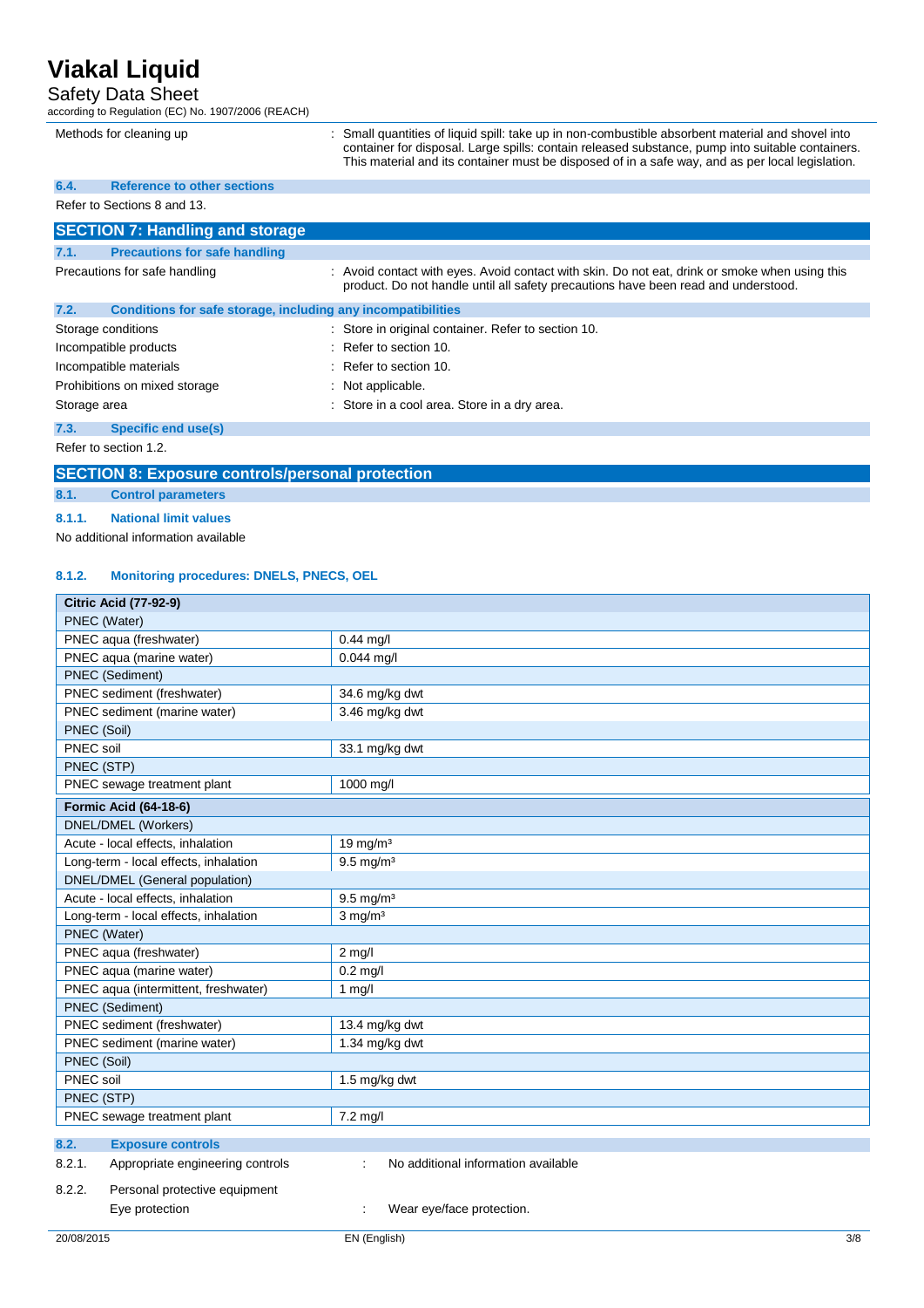Methods for cleaning up : Small quantities of liquid spill: take up in non-combustible absorbent material and shovel into container for disposal. Large spills: contain released substance, pump into suitable containers. This material and its container must be disposed of in a safe way, and as per local legislation.

### 6.4. Reference to other sections

Refer to Sections 8 and 13.

## SECTION 7: Handling and storage

### 7.1. Precautions for safe handling

Precautions for safe handling : Avoid contact with eyes. Avoid contact with skin. Do not eat, drink or smoke when using this product. Do not handle until all safety precautions have been read and understood.

### 7.2. Conditions for safe storage, including any incompatibilities

Storage conditions : Store in original container. Refer to section 10.

Incompatible products : Refer to section 10.

Incompatible materials : Refer to section 10.

Prohibitions on mixed storage : Not applicable.

Storage area : Store in a cool area. Store in a dry area.

### 7.3. Specific end use(s)

Refer to section 1.2.

## SECTION 8: Exposure controls/personal protection

### 8.1. Control parameters

#### 8.1.1. National limit values

No additional information available

#### 8.1.2. Monitoring procedures: DNELS, PNECS, OEL

| **Citric Acid (77-92-9)** | |
|---|---|
| PNEC (Water) | |
| PNEC aqua (freshwater) | 0.44 mg/l |
| PNEC aqua (marine water) | 0.044 mg/l |
| PNEC (Sediment) | |
| PNEC sediment (freshwater) | 34.6 mg/kg dwt |
| PNEC sediment (marine water) | 3.46 mg/kg dwt |
| PNEC (Soil) | |
| PNEC soil | 33.1 mg/kg dwt |
| PNEC (STP) | |
| PNEC sewage treatment plant | 1000 mg/l |

| **Formic Acid (64-18-6)** | |
|---|---|
| DNEL/DMEL (Workers) | |
| Acute - local effects, inhalation | 19 mg/m³ |
| Long-term - local effects, inhalation | 9.5 mg/m³ |
| DNEL/DMEL (General population) | |
| Acute - local effects, inhalation | 9.5 mg/m³ |
| Long-term - local effects, inhalation | 3 mg/m³ |
| PNEC (Water) | |
| PNEC aqua (freshwater) | 2 mg/l |
| PNEC aqua (marine water) | 0.2 mg/l |
| PNEC aqua (intermittent, freshwater) | 1 mg/l |
| PNEC (Sediment) | |
| PNEC sediment (freshwater) | 13.4 mg/kg dwt |
| PNEC sediment (marine water) | 1.34 mg/kg dwt |
| PNEC (Soil) | |
| PNEC soil | 1.5 mg/kg dwt |
| PNEC (STP) | |
| PNEC sewage treatment plant | 7.2 mg/l |

### 8.2. Exposure controls

8.2.1. Appropriate engineering controls : No additional information available

8.2.2. Personal protective equipment

Eye protection : Wear eye/face protection.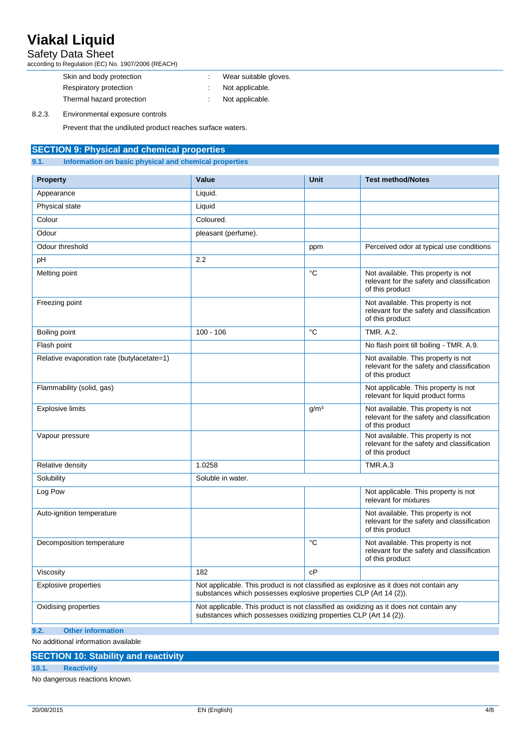| | | |
|---|---|---|
| Skin and body protection | : | Wear suitable gloves. |
| Respiratory protection | : | Not applicable. |
| Thermal hazard protection | : | Not applicable. |

8.2.3. Environmental exposure controls

Prevent that the undiluted product reaches surface waters.

## SECTION 9: Physical and chemical properties

### 9.1. Information on basic physical and chemical properties

| Property | Value | Unit | Test method/Notes |
|---|---|---|---|
| Appearance | Liquid. | | |
| Physical state | Liquid | | |
| Colour | Coloured. | | |
| Odour | pleasant (perfume). | | |
| Odour threshold | | ppm | Perceived odor at typical use conditions |
| pH | 2.2 | | |
| Melting point | | °C | Not available. This property is not relevant for the safety and classification of this product |
| Freezing point | | | Not available. This property is not relevant for the safety and classification of this product |
| Boiling point | 100 - 106 | °C | TMR. A.2. |
| Flash point | | | No flash point till boiling - TMR. A.9. |
| Relative evaporation rate (butylacetate=1) | | | Not available. This property is not relevant for the safety and classification of this product |
| Flammability (solid, gas) | | | Not applicable. This property is not relevant for liquid product forms |
| Explosive limits | | g/m³ | Not available. This property is not relevant for the safety and classification of this product |
| Vapour pressure | | | Not available. This property is not relevant for the safety and classification of this product |
| Relative density | 1.0258 | | TMR.A.3 |
| Solubility | Soluble in water. | | |
| Log Pow | | | Not applicable. This property is not relevant for mixtures |
| Auto-ignition temperature | | | Not available. This property is not relevant for the safety and classification of this product |
| Decomposition temperature | | °C | Not available. This property is not relevant for the safety and classification of this product |
| Viscosity | 182 | cP | |
| Explosive properties | Not applicable. This product is not classified as explosive as it does not contain any substances which possesses explosive properties CLP (Art 14 (2)). | | |
| Oxidising properties | Not applicable. This product is not classified as oxidizing as it does not contain any substances which possesses oxidizing properties CLP (Art 14 (2)). | | |

### 9.2. Other information

No additional information available

## SECTION 10: Stability and reactivity

### 10.1. Reactivity

No dangerous reactions known.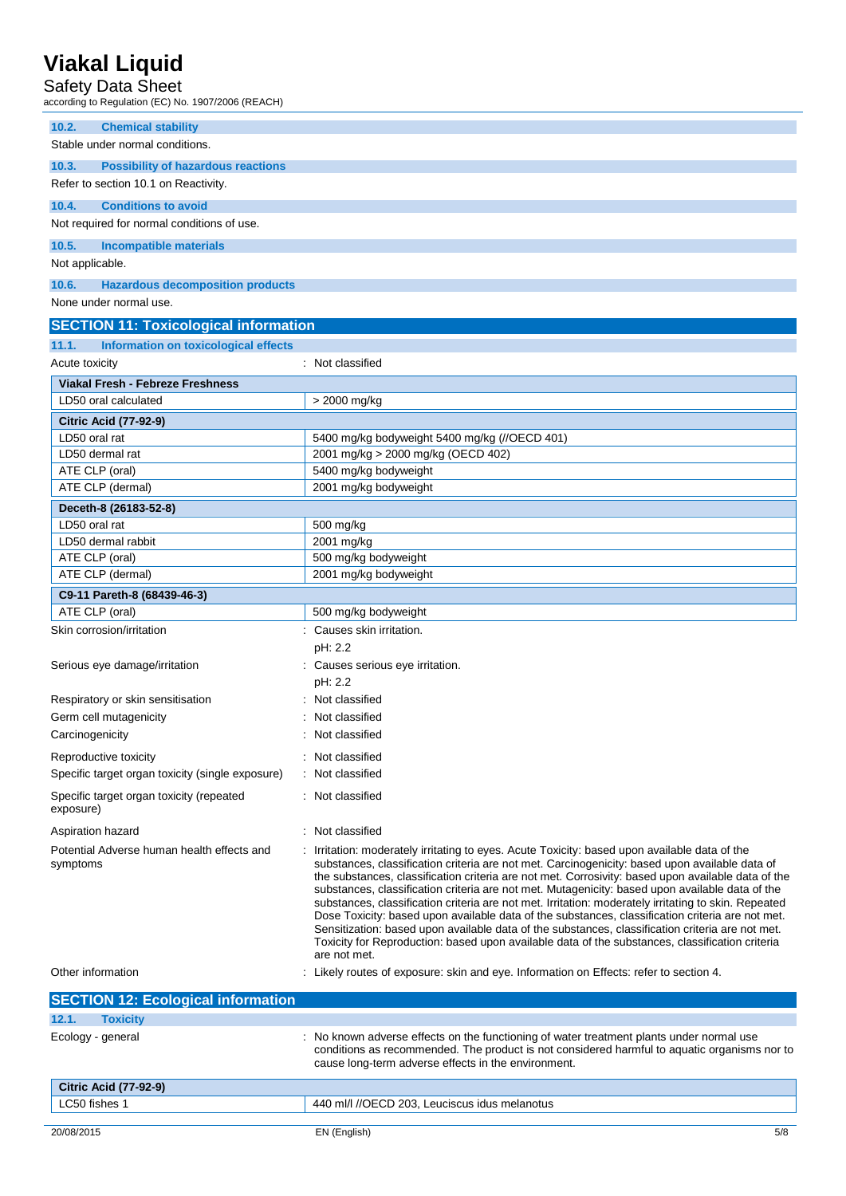### 10.2. Chemical stability

Stable under normal conditions.

### 10.3. Possibility of hazardous reactions

Refer to section 10.1 on Reactivity.

### 10.4. Conditions to avoid

Not required for normal conditions of use.

### 10.5. Incompatible materials

Not applicable.

### 10.6. Hazardous decomposition products

None under normal use.

## SECTION 11: Toxicological information

### 11.1. Information on toxicological effects

Acute toxicity : Not classified

| Viakal Fresh - Febreze Freshness | |
|---|---|
| LD50 oral calculated | > 2000 mg/kg |
| **Citric Acid (77-92-9)** | |
| LD50 oral rat | 5400 mg/kg bodyweight 5400 mg/kg (//OECD 401) |
| LD50 dermal rat | 2001 mg/kg > 2000 mg/kg (OECD 402) |
| ATE CLP (oral) | 5400 mg/kg bodyweight |
| ATE CLP (dermal) | 2001 mg/kg bodyweight |
| **Deceth-8 (26183-52-8)** | |
| LD50 oral rat | 500 mg/kg |
| LD50 dermal rabbit | 2001 mg/kg |
| ATE CLP (oral) | 500 mg/kg bodyweight |
| ATE CLP (dermal) | 2001 mg/kg bodyweight |
| **C9-11 Pareth-8 (68439-46-3)** | |
| ATE CLP (oral) | 500 mg/kg bodyweight |

Skin corrosion/irritation : Causes skin irritation.
pH: 2.2

Serious eye damage/irritation : Causes serious eye irritation.
pH: 2.2

Respiratory or skin sensitisation : Not classified

Germ cell mutagenicity : Not classified

Carcinogenicity : Not classified

Reproductive toxicity : Not classified

Specific target organ toxicity (single exposure) : Not classified

Specific target organ toxicity (repeated exposure) : Not classified

Aspiration hazard : Not classified

Potential Adverse human health effects and symptoms : Irritation: moderately irritating to eyes. Acute Toxicity: based upon available data of the substances, classification criteria are not met. Carcinogenicity: based upon available data of the substances, classification criteria are not met. Corrosivity: based upon available data of the substances, classification criteria are not met. Mutagenicity: based upon available data of the substances, classification criteria are not met. Irritation: moderately irritating to skin. Repeated Dose Toxicity: based upon available data of the substances, classification criteria are not met. Sensitization: based upon available data of the substances, classification criteria are not met. Toxicity for Reproduction: based upon available data of the substances, classification criteria are not met.

Other information : Likely routes of exposure: skin and eye. Information on Effects: refer to section 4.

## SECTION 12: Ecological information

### 12.1. Toxicity

Ecology - general : No known adverse effects on the functioning of water treatment plants under normal use conditions as recommended. The product is not considered harmful to aquatic organisms nor to cause long-term adverse effects in the environment.

| Citric Acid (77-92-9) | |
|---|---|
| LC50 fishes 1 | 440 ml/l //OECD 203, Leuciscus idus melanotus |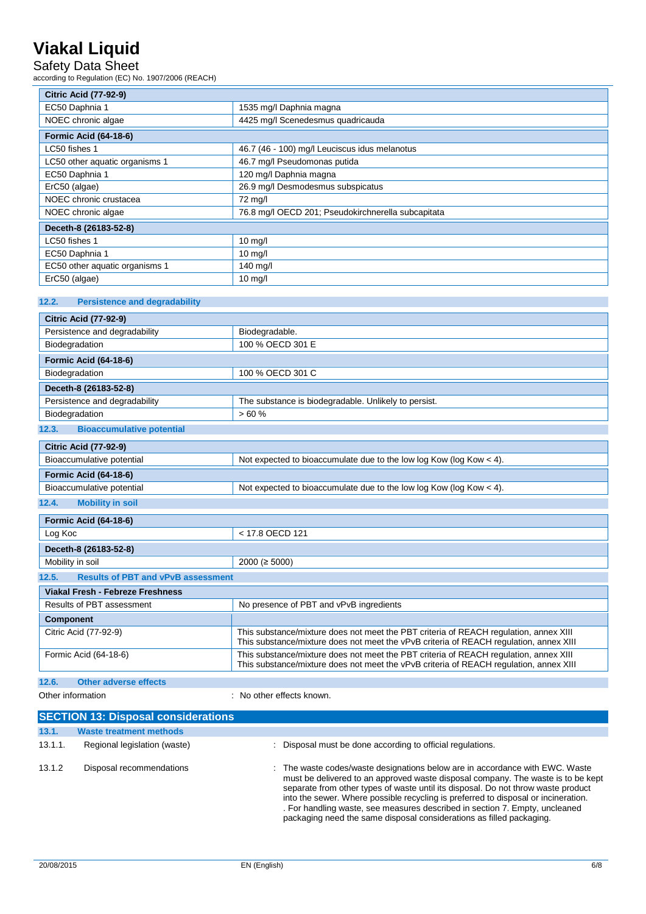| Citric Acid (77-92-9) | |
|---|---|
| EC50 Daphnia 1 | 1535 mg/l Daphnia magna |
| NOEC chronic algae | 4425 mg/l Scenedesmus quadricauda |

| Formic Acid (64-18-6) | |
|---|---|
| LC50 fishes 1 | 46.7 (46 - 100) mg/l Leuciscus idus melanotus |
| LC50 other aquatic organisms 1 | 46.7 mg/l Pseudomonas putida |
| EC50 Daphnia 1 | 120 mg/l Daphnia magna |
| ErC50 (algae) | 26.9 mg/l Desmodesmus subspicatus |
| NOEC chronic crustacea | 72 mg/l |
| NOEC chronic algae | 76.8 mg/l OECD 201; Pseudokirchnerella subcapitata |

| Deceth-8 (26183-52-8) | |
|---|---|
| LC50 fishes 1 | 10 mg/l |
| EC50 Daphnia 1 | 10 mg/l |
| EC50 other aquatic organisms 1 | 140 mg/l |
| ErC50 (algae) | 10 mg/l |

### 12.2. Persistence and degradability

| Citric Acid (77-92-9) | |
|---|---|
| Persistence and degradability | Biodegradable. |
| Biodegradation | 100 % OECD 301 E |

| Formic Acid (64-18-6) | |
|---|---|
| Biodegradation | 100 % OECD 301 C |

| Deceth-8 (26183-52-8) | |
|---|---|
| Persistence and degradability | The substance is biodegradable. Unlikely to persist. |
| Biodegradation | > 60 % |

### 12.3. Bioaccumulative potential

| Citric Acid (77-92-9) | |
|---|---|
| Bioaccumulative potential | Not expected to bioaccumulate due to the low log Kow (log Kow < 4). |

| Formic Acid (64-18-6) | |
|---|---|
| Bioaccumulative potential | Not expected to bioaccumulate due to the low log Kow (log Kow < 4). |

### 12.4. Mobility in soil

| Formic Acid (64-18-6) | |
|---|---|
| Log Koc | < 17.8 OECD 121 |

| Deceth-8 (26183-52-8) | |
|---|---|
| Mobility in soil | 2000 (≥ 5000) |

### 12.5. Results of PBT and vPvB assessment

| Viakal Fresh - Febreze Freshness | |
|---|---|
| Results of PBT assessment | No presence of PBT and vPvB ingredients |
| **Component** | |
| Citric Acid (77-92-9) | This substance/mixture does not meet the PBT criteria of REACH regulation, annex XIII<br>This substance/mixture does not meet the vPvB criteria of REACH regulation, annex XIII |
| Formic Acid (64-18-6) | This substance/mixture does not meet the PBT criteria of REACH regulation, annex XIII<br>This substance/mixture does not meet the vPvB criteria of REACH regulation, annex XIII |

### 12.6. Other adverse effects

Other information : No other effects known.

## SECTION 13: Disposal considerations

### 13.1. Waste treatment methods

13.1.1. Regional legislation (waste) : Disposal must be done according to official regulations.

13.1.2 Disposal recommendations : The waste codes/waste designations below are in accordance with EWC. Waste must be delivered to an approved waste disposal company. The waste is to be kept separate from other types of waste until its disposal. Do not throw waste product into the sewer. Where possible recycling is preferred to disposal or incineration. . For handling waste, see measures described in section 7. Empty, uncleaned packaging need the same disposal considerations as filled packaging.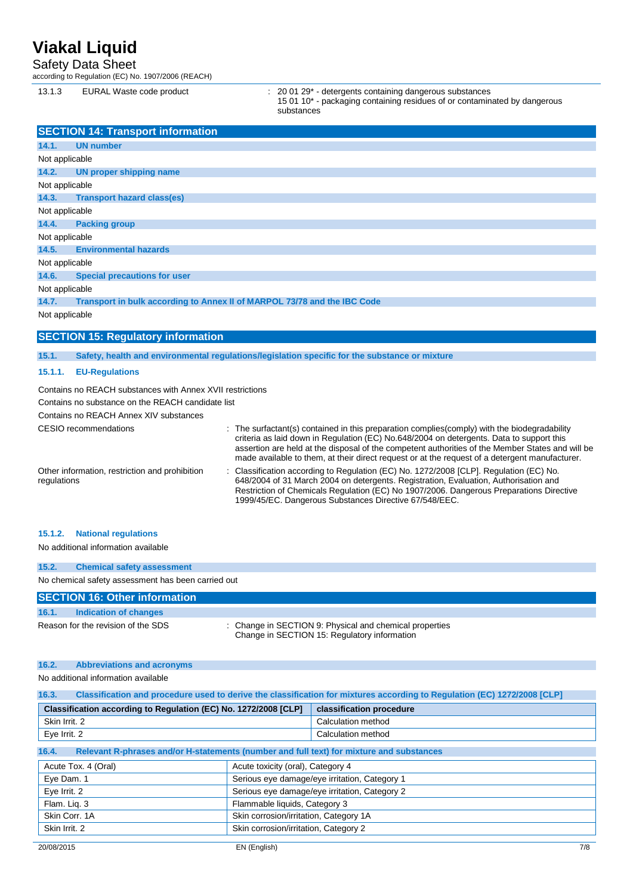| 13.1.3 | EURAL Waste code product | : 20 01 29* - detergents containing dangerous substances<br>15 01 10* - packaging containing residues of or contaminated by dangerous substances |
|---|---|---|

## SECTION 14: Transport information

### 14.1. UN number

Not applicable

### 14.2. UN proper shipping name

Not applicable

### 14.3. Transport hazard class(es)

Not applicable

### 14.4. Packing group

Not applicable

### 14.5. Environmental hazards

Not applicable

### 14.6. Special precautions for user

Not applicable

### 14.7. Transport in bulk according to Annex II of MARPOL 73/78 and the IBC Code

Not applicable

## SECTION 15: Regulatory information

### 15.1. Safety, health and environmental regulations/legislation specific for the substance or mixture

#### 15.1.1. EU-Regulations

Contains no REACH substances with Annex XVII restrictions

Contains no substance on the REACH candidate list

Contains no REACH Annex XIV substances

CESIO recommendations : The surfactant(s) contained in this preparation complies(comply) with the biodegradability criteria as laid down in Regulation (EC) No.648/2004 on detergents. Data to support this assertion are held at the disposal of the competent authorities of the Member States and will be made available to them, at their direct request or at the request of a detergent manufacturer.

Other information, restriction and prohibition regulations : Classification according to Regulation (EC) No. 1272/2008 [CLP]. Regulation (EC) No. 648/2004 of 31 March 2004 on detergents. Registration, Evaluation, Authorisation and Restriction of Chemicals Regulation (EC) No 1907/2006. Dangerous Preparations Directive 1999/45/EC. Dangerous Substances Directive 67/548/EEC.

#### 15.1.2. National regulations

No additional information available

### 15.2. Chemical safety assessment

No chemical safety assessment has been carried out

## SECTION 16: Other information

### 16.1. Indication of changes

Reason for the revision of the SDS : Change in SECTION 9: Physical and chemical properties
Change in SECTION 15: Regulatory information

### 16.2. Abbreviations and acronyms

No additional information available

### 16.3. Classification and procedure used to derive the classification for mixtures according to Regulation (EC) 1272/2008 [CLP]

| Classification according to Regulation (EC) No. 1272/2008 [CLP] | classification procedure |
|---|---|
| Skin Irrit. 2 | Calculation method |
| Eye Irrit. 2 | Calculation method |

### 16.4. Relevant R-phrases and/or H-statements (number and full text) for mixture and substances

| | |
|---|---|
| Acute Tox. 4 (Oral) | Acute toxicity (oral), Category 4 |
| Eye Dam. 1 | Serious eye damage/eye irritation, Category 1 |
| Eye Irrit. 2 | Serious eye damage/eye irritation, Category 2 |
| Flam. Liq. 3 | Flammable liquids, Category 3 |
| Skin Corr. 1A | Skin corrosion/irritation, Category 1A |
| Skin Irrit. 2 | Skin corrosion/irritation, Category 2 |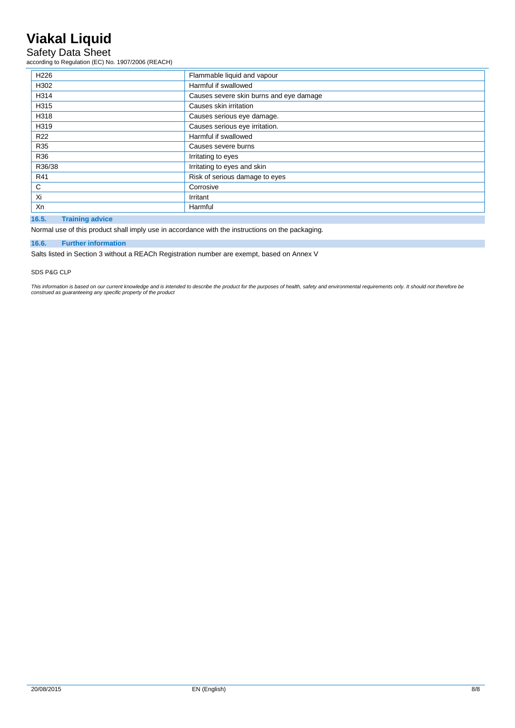| | |
|---|---|
| H226 | Flammable liquid and vapour |
| H302 | Harmful if swallowed |
| H314 | Causes severe skin burns and eye damage |
| H315 | Causes skin irritation |
| H318 | Causes serious eye damage. |
| H319 | Causes serious eye irritation. |
| R22 | Harmful if swallowed |
| R35 | Causes severe burns |
| R36 | Irritating to eyes |
| R36/38 | Irritating to eyes and skin |
| R41 | Risk of serious damage to eyes |
| C | Corrosive |
| Xi | Irritant |
| Xn | Harmful |

### 16.5. Training advice

Normal use of this product shall imply use in accordance with the instructions on the packaging.

### 16.6. Further information

Salts listed in Section 3 without a REACh Registration number are exempt, based on Annex V

SDS P&G CLP

*This information is based on our current knowledge and is intended to describe the product for the purposes of health, safety and environmental requirements only. It should not therefore be construed as guaranteeing any specific property of the product*